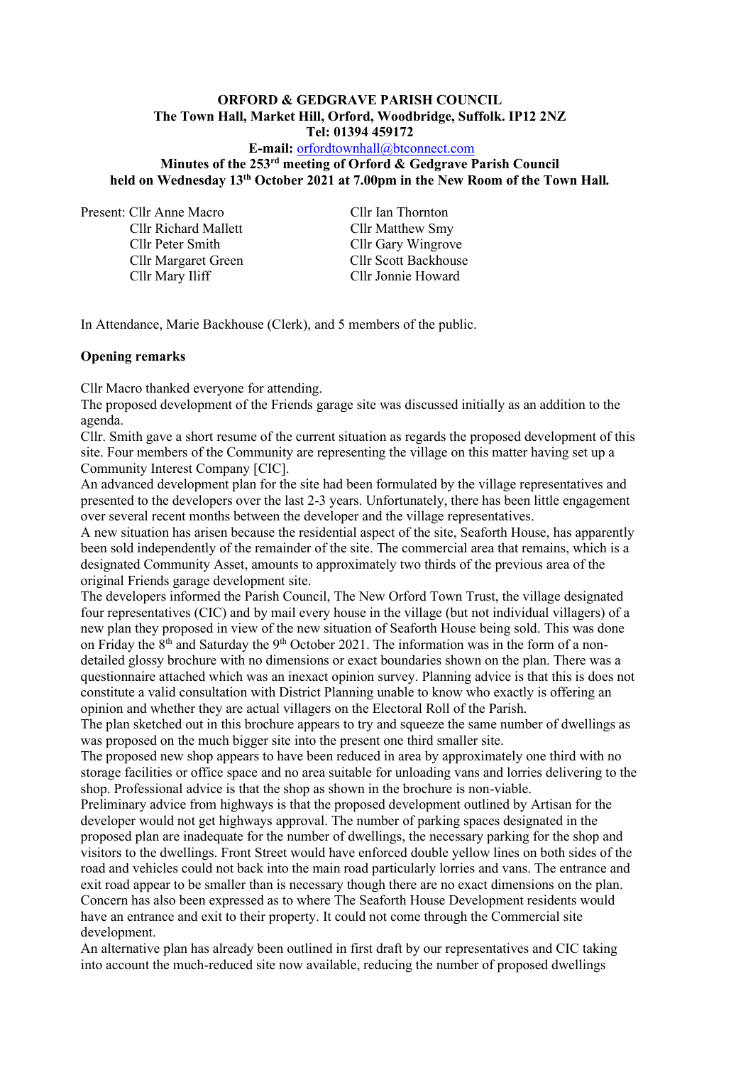**ORFORD & GEDGRAVE PARISH COUNCIL**
**The Town Hall, Market Hill, Orford, Woodbridge, Suffolk. IP12 2NZ**
**Tel: 01394 459172**
**E-mail:** orfordtownhall@btconnect.com

**Minutes of the 253rd meeting of Orford & Gedgrave Parish Council held on Wednesday 13th October 2021 at 7.00pm in the New Room of the Town Hall.**

Present:
- Cllr Anne Macro
- Cllr Richard Mallett
- Cllr Peter Smith
- Cllr Margaret Green
- Cllr Mary Iliff
- Cllr Ian Thornton
- Cllr Matthew Smy
- Cllr Gary Wingrove
- Cllr Scott Backhouse
- Cllr Jonnie Howard

In Attendance, Marie Backhouse (Clerk), and 5 members of the public.

**Opening remarks**

Cllr Macro thanked everyone for attending.

The proposed development of the Friends garage site was discussed initially as an addition to the agenda.

Cllr. Smith gave a short resume of the current situation as regards the proposed development of this site. Four members of the Community are representing the village on this matter having set up a Community Interest Company [CIC].

An advanced development plan for the site had been formulated by the village representatives and presented to the developers over the last 2-3 years. Unfortunately, there has been little engagement over several recent months between the developer and the village representatives.

A new situation has arisen because the residential aspect of the site, Seaforth House, has apparently been sold independently of the remainder of the site. The commercial area that remains, which is a designated Community Asset, amounts to approximately two thirds of the previous area of the original Friends garage development site.

The developers informed the Parish Council, The New Orford Town Trust, the village designated four representatives (CIC) and by mail every house in the village (but not individual villagers) of a new plan they proposed in view of the new situation of Seaforth House being sold. This was done on Friday the 8th and Saturday the 9th October 2021. The information was in the form of a non-detailed glossy brochure with no dimensions or exact boundaries shown on the plan. There was a questionnaire attached which was an inexact opinion survey. Planning advice is that this is does not constitute a valid consultation with District Planning unable to know who exactly is offering an opinion and whether they are actual villagers on the Electoral Roll of the Parish.

The plan sketched out in this brochure appears to try and squeeze the same number of dwellings as was proposed on the much bigger site into the present one third smaller site.

The proposed new shop appears to have been reduced in area by approximately one third with no storage facilities or office space and no area suitable for unloading vans and lorries delivering to the shop. Professional advice is that the shop as shown in the brochure is non-viable.

Preliminary advice from highways is that the proposed development outlined by Artisan for the developer would not get highways approval. The number of parking spaces designated in the proposed plan are inadequate for the number of dwellings, the necessary parking for the shop and visitors to the dwellings. Front Street would have enforced double yellow lines on both sides of the road and vehicles could not back into the main road particularly lorries and vans. The entrance and exit road appear to be smaller than is necessary though there are no exact dimensions on the plan. Concern has also been expressed as to where The Seaforth House Development residents would have an entrance and exit to their property. It could not come through the Commercial site development.

An alternative plan has already been outlined in first draft by our representatives and CIC taking into account the much-reduced site now available, reducing the number of proposed dwellings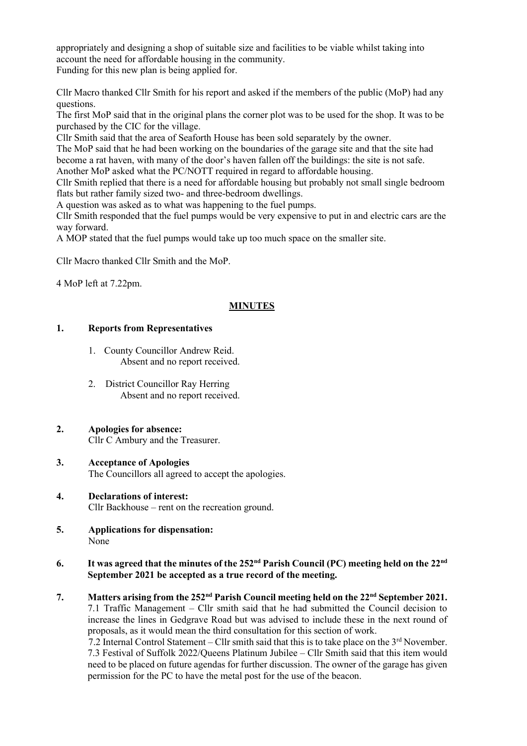appropriately and designing a shop of suitable size and facilities to be viable whilst taking into account the need for affordable housing in the community.
Funding for this new plan is being applied for.

Cllr Macro thanked Cllr Smith for his report and asked if the members of the public (MoP) had any questions.
The first MoP said that in the original plans the corner plot was to be used for the shop. It was to be purchased by the CIC for the village.
Cllr Smith said that the area of Seaforth House has been sold separately by the owner.
The MoP said that he had been working on the boundaries of the garage site and that the site had become a rat haven, with many of the door's haven fallen off the buildings: the site is not safe.
Another MoP asked what the PC/NOTT required in regard to affordable housing.
Cllr Smith replied that there is a need for affordable housing but probably not small single bedroom flats but rather family sized two- and three-bedroom dwellings.
A question was asked as to what was happening to the fuel pumps.
Cllr Smith responded that the fuel pumps would be very expensive to put in and electric cars are the way forward.
A MOP stated that the fuel pumps would take up too much space on the smaller site.

Cllr Macro thanked Cllr Smith and the MoP.

4 MoP left at 7.22pm.

## MINUTES

**1. Reports from Representatives**

1. County Councillor Andrew Reid.
   Absent and no report received.

2. District Councillor Ray Herring
   Absent and no report received.

**2. Apologies for absence:**
Cllr C Ambury and the Treasurer.

**3. Acceptance of Apologies**
The Councillors all agreed to accept the apologies.

**4. Declarations of interest:**
Cllr Backhouse – rent on the recreation ground.

**5. Applications for dispensation:**
None

**6. It was agreed that the minutes of the 252nd Parish Council (PC) meeting held on the 22nd September 2021 be accepted as a true record of the meeting.**

**7. Matters arising from the 252nd Parish Council meeting held on the 22nd September 2021.**
7.1 Traffic Management – Cllr smith said that he had submitted the Council decision to increase the lines in Gedgrave Road but was advised to include these in the next round of proposals, as it would mean the third consultation for this section of work.
7.2 Internal Control Statement – Cllr smith said that this is to take place on the 3rd November.
7.3 Festival of Suffolk 2022/Queens Platinum Jubilee – Cllr Smith said that this item would need to be placed on future agendas for further discussion. The owner of the garage has given permission for the PC to have the metal post for the use of the beacon.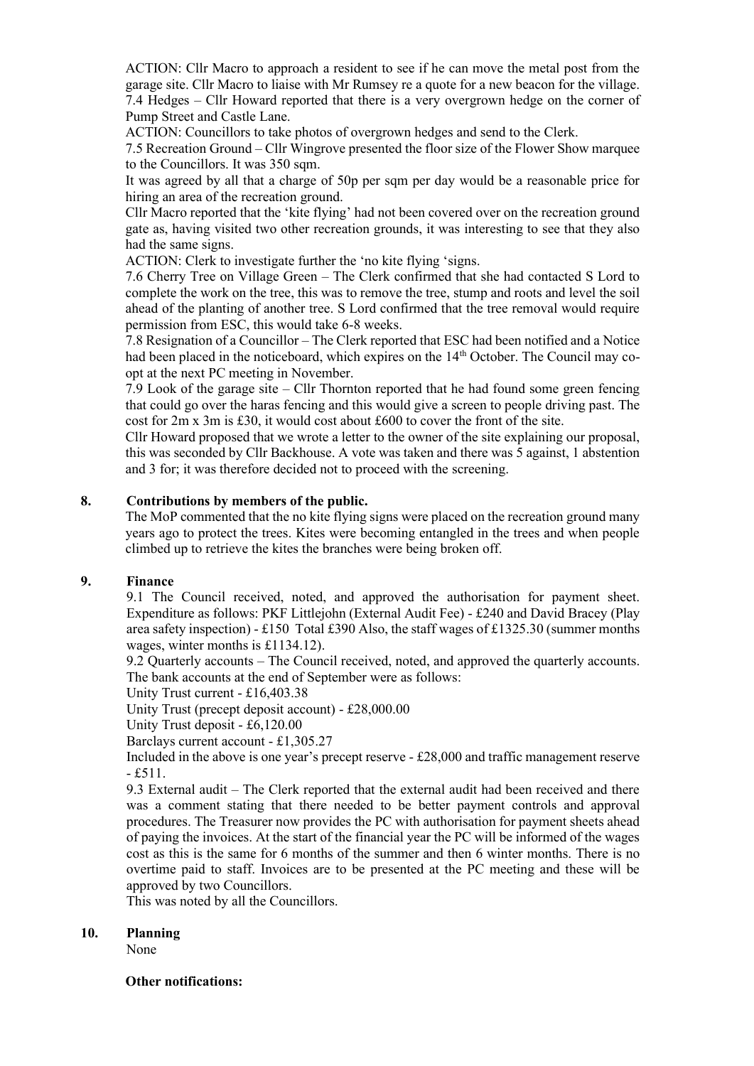ACTION: Cllr Macro to approach a resident to see if he can move the metal post from the garage site. Cllr Macro to liaise with Mr Rumsey re a quote for a new beacon for the village.

7.4 Hedges – Cllr Howard reported that there is a very overgrown hedge on the corner of Pump Street and Castle Lane.

ACTION: Councillors to take photos of overgrown hedges and send to the Clerk.

7.5 Recreation Ground – Cllr Wingrove presented the floor size of the Flower Show marquee to the Councillors. It was 350 sqm.

It was agreed by all that a charge of 50p per sqm per day would be a reasonable price for hiring an area of the recreation ground.

Cllr Macro reported that the 'kite flying' had not been covered over on the recreation ground gate as, having visited two other recreation grounds, it was interesting to see that they also had the same signs.

ACTION: Clerk to investigate further the 'no kite flying 'signs.

7.6 Cherry Tree on Village Green – The Clerk confirmed that she had contacted S Lord to complete the work on the tree, this was to remove the tree, stump and roots and level the soil ahead of the planting of another tree. S Lord confirmed that the tree removal would require permission from ESC, this would take 6-8 weeks.

7.8 Resignation of a Councillor – The Clerk reported that ESC had been notified and a Notice had been placed in the noticeboard, which expires on the 14th October. The Council may co-opt at the next PC meeting in November.

7.9 Look of the garage site – Cllr Thornton reported that he had found some green fencing that could go over the haras fencing and this would give a screen to people driving past. The cost for 2m x 3m is £30, it would cost about £600 to cover the front of the site.

Cllr Howard proposed that we wrote a letter to the owner of the site explaining our proposal, this was seconded by Cllr Backhouse. A vote was taken and there was 5 against, 1 abstention and 3 for; it was therefore decided not to proceed with the screening.

## 8. Contributions by members of the public.

The MoP commented that the no kite flying signs were placed on the recreation ground many years ago to protect the trees. Kites were becoming entangled in the trees and when people climbed up to retrieve the kites the branches were being broken off.

## 9. Finance

9.1 The Council received, noted, and approved the authorisation for payment sheet. Expenditure as follows: PKF Littlejohn (External Audit Fee) - £240 and David Bracey (Play area safety inspection) - £150 Total £390 Also, the staff wages of £1325.30 (summer months wages, winter months is £1134.12).

9.2 Quarterly accounts – The Council received, noted, and approved the quarterly accounts. The bank accounts at the end of September were as follows:

Unity Trust current - £16,403.38

Unity Trust (precept deposit account) - £28,000.00

Unity Trust deposit - £6,120.00

Barclays current account - £1,305.27

Included in the above is one year's precept reserve - £28,000 and traffic management reserve - £511.

9.3 External audit – The Clerk reported that the external audit had been received and there was a comment stating that there needed to be better payment controls and approval procedures. The Treasurer now provides the PC with authorisation for payment sheets ahead of paying the invoices. At the start of the financial year the PC will be informed of the wages cost as this is the same for 6 months of the summer and then 6 winter months. There is no overtime paid to staff. Invoices are to be presented at the PC meeting and these will be approved by two Councillors.

This was noted by all the Councillors.

## 10. Planning

None

**Other notifications:**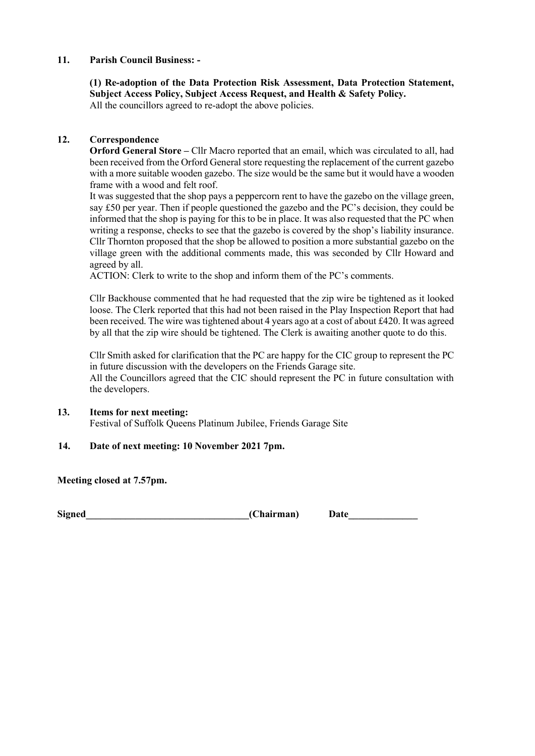**11. Parish Council Business: -**

**(1) Re-adoption of the Data Protection Risk Assessment, Data Protection Statement, Subject Access Policy, Subject Access Request, and Health & Safety Policy.**
All the councillors agreed to re-adopt the above policies.

**12. Correspondence**

**Orford General Store –** Cllr Macro reported that an email, which was circulated to all, had been received from the Orford General store requesting the replacement of the current gazebo with a more suitable wooden gazebo. The size would be the same but it would have a wooden frame with a wood and felt roof.

It was suggested that the shop pays a peppercorn rent to have the gazebo on the village green, say £50 per year. Then if people questioned the gazebo and the PC's decision, they could be informed that the shop is paying for this to be in place. It was also requested that the PC when writing a response, checks to see that the gazebo is covered by the shop's liability insurance. Cllr Thornton proposed that the shop be allowed to position a more substantial gazebo on the village green with the additional comments made, this was seconded by Cllr Howard and agreed by all.

ACTION: Clerk to write to the shop and inform them of the PC's comments.

Cllr Backhouse commented that he had requested that the zip wire be tightened as it looked loose. The Clerk reported that this had not been raised in the Play Inspection Report that had been received. The wire was tightened about 4 years ago at a cost of about £420. It was agreed by all that the zip wire should be tightened. The Clerk is awaiting another quote to do this.

Cllr Smith asked for clarification that the PC are happy for the CIC group to represent the PC in future discussion with the developers on the Friends Garage site.

All the Councillors agreed that the CIC should represent the PC in future consultation with the developers.

**13. Items for next meeting:**

Festival of Suffolk Queens Platinum Jubilee, Friends Garage Site

**14. Date of next meeting: 10 November 2021 7pm.**

**Meeting closed at 7.57pm.**

**Signed\_\_\_\_\_\_\_\_\_\_\_\_\_\_\_\_\_\_\_\_\_\_\_\_\_\_\_\_\_\_\_\_(Chairman) Date\_\_\_\_\_\_\_\_\_\_\_\_\_\_**